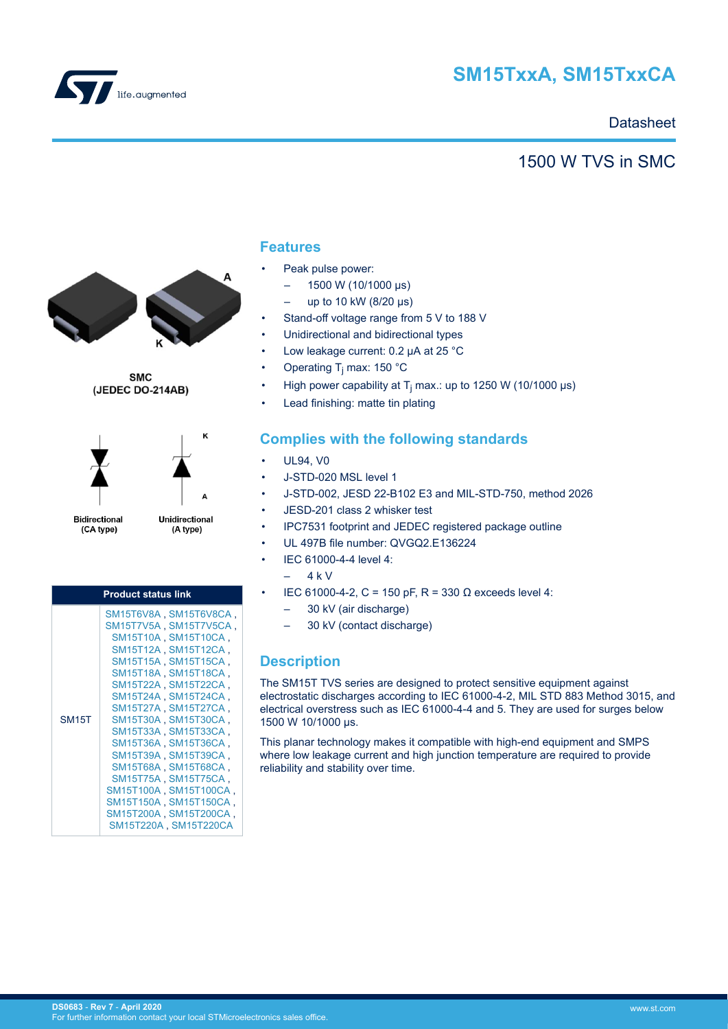# SM15TxxA, SM15TxxCA

Datasheet

## 1500 W TVS in SMC

SMC
(JEDEC DO-214AB)

Bidirectional
(CA type)

Unidirectional
(A type)

| Product status link | |
|---|---|
| SM15T | SM15T6V8A , SM15T6V8CA , SM15T7V5A , SM15T7V5CA , SM15T10A , SM15T10CA , SM15T12A , SM15T12CA , SM15T15A , SM15T15CA , SM15T18A , SM15T18CA , SM15T22A , SM15T22CA , SM15T24A , SM15T24CA , SM15T27A , SM15T27CA , SM15T30A , SM15T30CA , SM15T33A , SM15T33CA , SM15T36A , SM15T36CA , SM15T39A , SM15T39CA , SM15T68A , SM15T68CA , SM15T75A , SM15T75CA , SM15T100A , SM15T100CA , SM15T150A , SM15T150CA , SM15T200A , SM15T200CA , SM15T220A , SM15T220CA |

## Features

- Peak pulse power:
  - 1500 W (10/1000 µs)
  - up to 10 kW (8/20 µs)
- Stand-off voltage range from 5 V to 188 V
- Unidirectional and bidirectional types
- Low leakage current: 0.2 µA at 25 °C
- Operating $T_j$ max: 150 °C
- High power capability at $T_j$ max.: up to 1250 W (10/1000 µs)
- Lead finishing: matte tin plating

## Complies with the following standards

- UL94, V0
- J-STD-020 MSL level 1
- J-STD-002, JESD 22-B102 E3 and MIL-STD-750, method 2026
- JESD-201 class 2 whisker test
- IPC7531 footprint and JEDEC registered package outline
- UL 497B file number: QVGQ2.E136224
- IEC 61000-4-4 level 4:
  - 4 k V
- IEC 61000-4-2, C = 150 pF, R = 330 Ω exceeds level 4:
  - 30 kV (air discharge)
  - 30 kV (contact discharge)

## Description

The SM15T TVS series are designed to protect sensitive equipment against electrostatic discharges according to IEC 61000-4-2, MIL STD 883 Method 3015, and electrical overstress such as IEC 61000-4-4 and 5. They are used for surges below 1500 W 10/1000 µs.

This planar technology makes it compatible with high-end equipment and SMPS where low leakage current and high junction temperature are required to provide reliability and stability over time.

DS0683 - Rev 7 - April 2020
For further information contact your local STMicroelectronics sales office.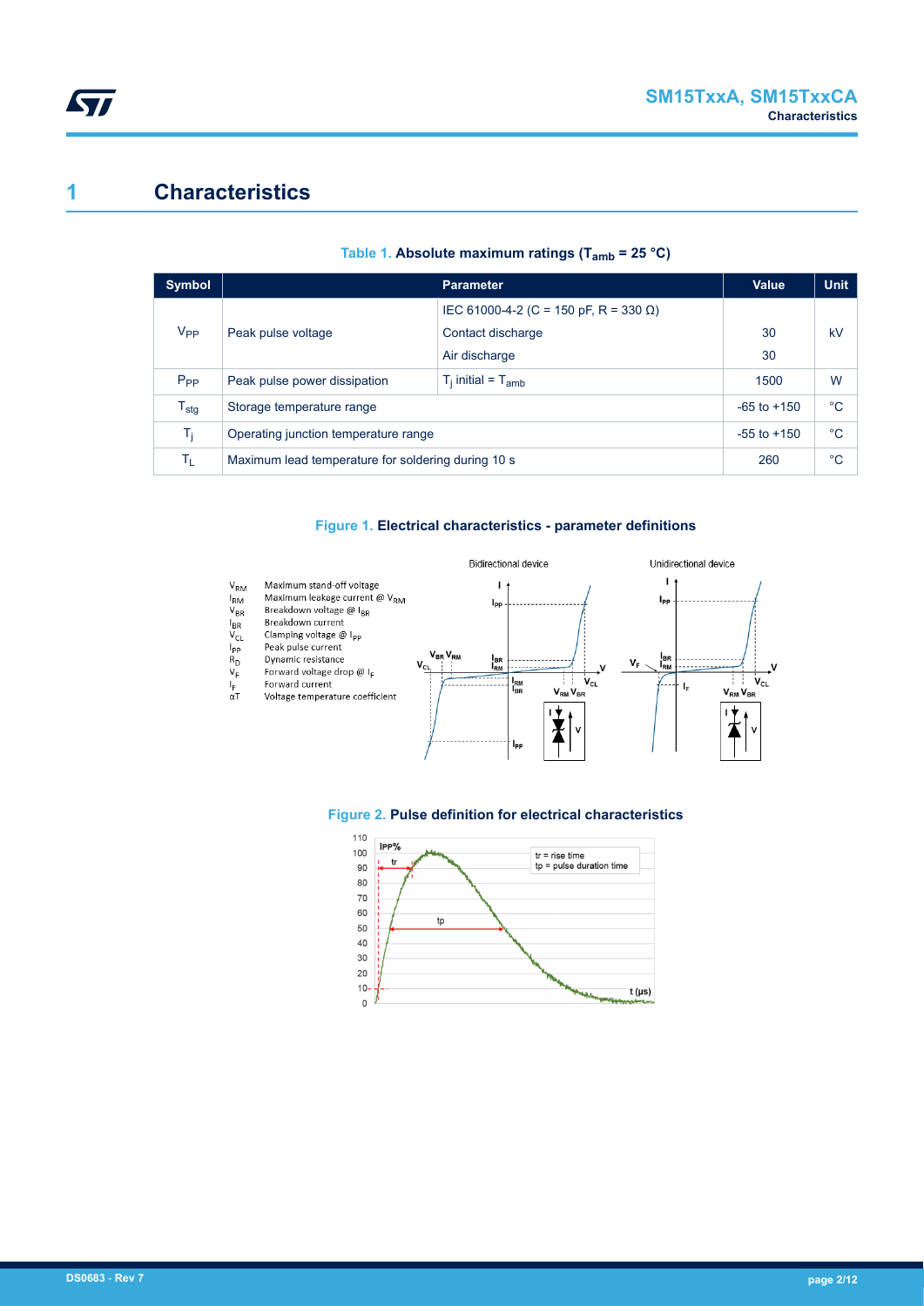// 1 Characteristics

**Table 1. Absolute maximum ratings ($T_{amb}$ = 25 °C)**

| Symbol | Parameter | | Value | Unit |
|---|---|---|---|---|
| $V_{PP}$ | Peak pulse voltage | IEC 61000-4-2 (C = 150 pF, R = 330 Ω) | | kV |
| | | Contact discharge | 30 | |
| | | Air discharge | 30 | |
| $P_{PP}$ | Peak pulse power dissipation | $T_j$ initial = $T_{amb}$ | 1500 | W |
| $T_{stg}$ | Storage temperature range | | -65 to +150 | °C |
| $T_j$ | Operating junction temperature range | | -55 to +150 | °C |
| $T_L$ | Maximum lead temperature for soldering during 10 s | | 260 | °C |

**Figure 1. Electrical characteristics - parameter definitions**

**Figure 2. Pulse definition for electrical characteristics**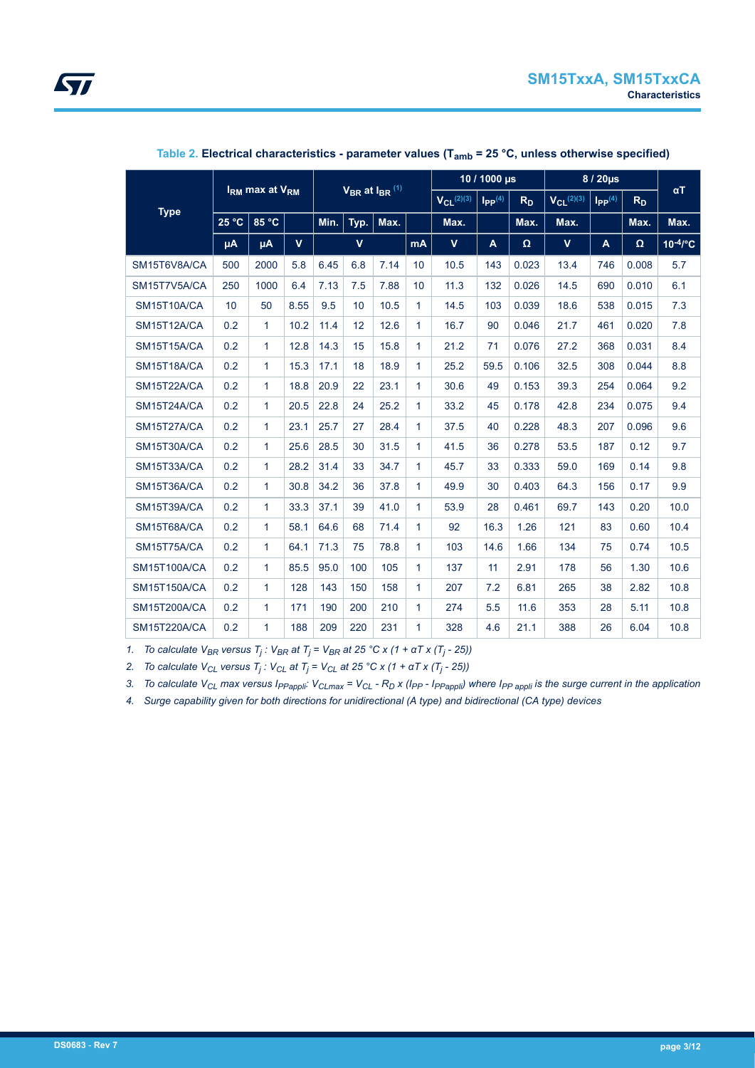Table 2. **Electrical characteristics - parameter values ($T_{amb}$ = 25 °C, unless otherwise specified)**

| Type | $I_{RM}$ max at $V_{RM}$ | | | $V_{BR}$ at $I_{BR}$ (1) | | | | 10 / 1000 µs | | | 8 / 20µs | | | αT |
|---|---|---|---|---|---|---|---|---|---|---|---|---|---|---|
| | | | | | | | | $V_{CL}$ (2)(3) | $I_{PP}$ (4) | $R_D$ | $V_{CL}$ (2)(3) | $I_{PP}$ (4) | $R_D$ | |
| | 25 °C | 85 °C | | Min. | Typ. | Max. | | Max. | | Max. | Max. | | Max. | Max. |
| | µA | µA | V | V | | | mA | V | A | Ω | V | A | Ω | $10^{-4}$/°C |
| SM15T6V8A/CA | 500 | 2000 | 5.8 | 6.45 | 6.8 | 7.14 | 10 | 10.5 | 143 | 0.023 | 13.4 | 746 | 0.008 | 5.7 |
| SM15T7V5A/CA | 250 | 1000 | 6.4 | 7.13 | 7.5 | 7.88 | 10 | 11.3 | 132 | 0.026 | 14.5 | 690 | 0.010 | 6.1 |
| SM15T10A/CA | 10 | 50 | 8.55 | 9.5 | 10 | 10.5 | 1 | 14.5 | 103 | 0.039 | 18.6 | 538 | 0.015 | 7.3 |
| SM15T12A/CA | 0.2 | 1 | 10.2 | 11.4 | 12 | 12.6 | 1 | 16.7 | 90 | 0.046 | 21.7 | 461 | 0.020 | 7.8 |
| SM15T15A/CA | 0.2 | 1 | 12.8 | 14.3 | 15 | 15.8 | 1 | 21.2 | 71 | 0.076 | 27.2 | 368 | 0.031 | 8.4 |
| SM15T18A/CA | 0.2 | 1 | 15.3 | 17.1 | 18 | 18.9 | 1 | 25.2 | 59.5 | 0.106 | 32.5 | 308 | 0.044 | 8.8 |
| SM15T22A/CA | 0.2 | 1 | 18.8 | 20.9 | 22 | 23.1 | 1 | 30.6 | 49 | 0.153 | 39.3 | 254 | 0.064 | 9.2 |
| SM15T24A/CA | 0.2 | 1 | 20.5 | 22.8 | 24 | 25.2 | 1 | 33.2 | 45 | 0.178 | 42.8 | 234 | 0.075 | 9.4 |
| SM15T27A/CA | 0.2 | 1 | 23.1 | 25.7 | 27 | 28.4 | 1 | 37.5 | 40 | 0.228 | 48.3 | 207 | 0.096 | 9.6 |
| SM15T30A/CA | 0.2 | 1 | 25.6 | 28.5 | 30 | 31.5 | 1 | 41.5 | 36 | 0.278 | 53.5 | 187 | 0.12 | 9.7 |
| SM15T33A/CA | 0.2 | 1 | 28.2 | 31.4 | 33 | 34.7 | 1 | 45.7 | 33 | 0.333 | 59.0 | 169 | 0.14 | 9.8 |
| SM15T36A/CA | 0.2 | 1 | 30.8 | 34.2 | 36 | 37.8 | 1 | 49.9 | 30 | 0.403 | 64.3 | 156 | 0.17 | 9.9 |
| SM15T39A/CA | 0.2 | 1 | 33.3 | 37.1 | 39 | 41.0 | 1 | 53.9 | 28 | 0.461 | 69.7 | 143 | 0.20 | 10.0 |
| SM15T68A/CA | 0.2 | 1 | 58.1 | 64.6 | 68 | 71.4 | 1 | 92 | 16.3 | 1.26 | 121 | 83 | 0.60 | 10.4 |
| SM15T75A/CA | 0.2 | 1 | 64.1 | 71.3 | 75 | 78.8 | 1 | 103 | 14.6 | 1.66 | 134 | 75 | 0.74 | 10.5 |
| SM15T100A/CA | 0.2 | 1 | 85.5 | 95.0 | 100 | 105 | 1 | 137 | 11 | 2.91 | 178 | 56 | 1.30 | 10.6 |
| SM15T150A/CA | 0.2 | 1 | 128 | 143 | 150 | 158 | 1 | 207 | 7.2 | 6.81 | 265 | 38 | 2.82 | 10.8 |
| SM15T200A/CA | 0.2 | 1 | 171 | 190 | 200 | 210 | 1 | 274 | 5.5 | 11.6 | 353 | 28 | 5.11 | 10.8 |
| SM15T220A/CA | 0.2 | 1 | 188 | 209 | 220 | 231 | 1 | 328 | 4.6 | 21.1 | 388 | 26 | 6.04 | 10.8 |

1. *To calculate $V_{BR}$ versus $T_j$ : $V_{BR}$ at $T_j$ = $V_{BR}$ at 25 °C x (1 + αT x ($T_j$ - 25))*
2. *To calculate $V_{CL}$ versus $T_j$ : $V_{CL}$ at $T_j$ = $V_{CL}$ at 25 °C x (1 + αT x ($T_j$ - 25))*
3. *To calculate $V_{CL}$ max versus $I_{PPappli}$: $V_{CLmax} = V_{CL} - R_D \times (I_{PP} - I_{PPappli})$ where $I_{PP\ appli}$ is the surge current in the application*
4. *Surge capability given for both directions for unidirectional (A type) and bidirectional (CA type) devices*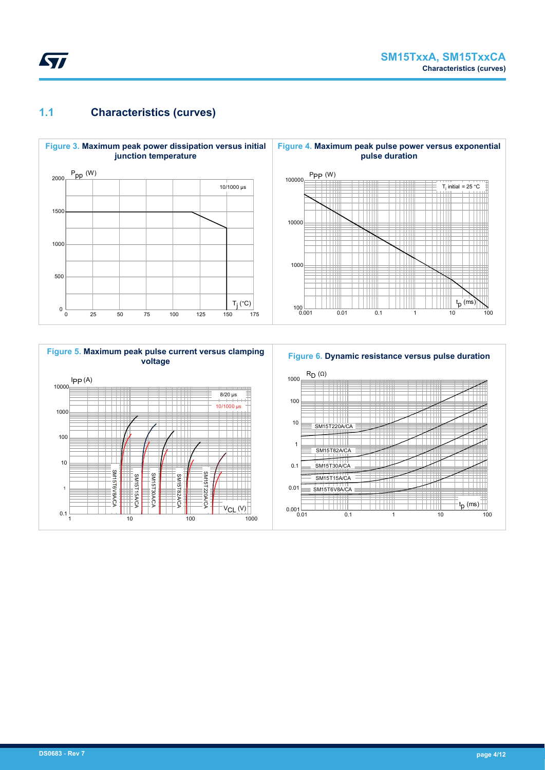## 1.1 Characteristics (curves)

**Figure 3.** Maximum peak power dissipation versus initial junction temperature

**Figure 4.** Maximum peak pulse power versus exponential pulse duration

**Figure 5.** Maximum peak pulse current versus clamping voltage

**Figure 6.** Dynamic resistance versus pulse duration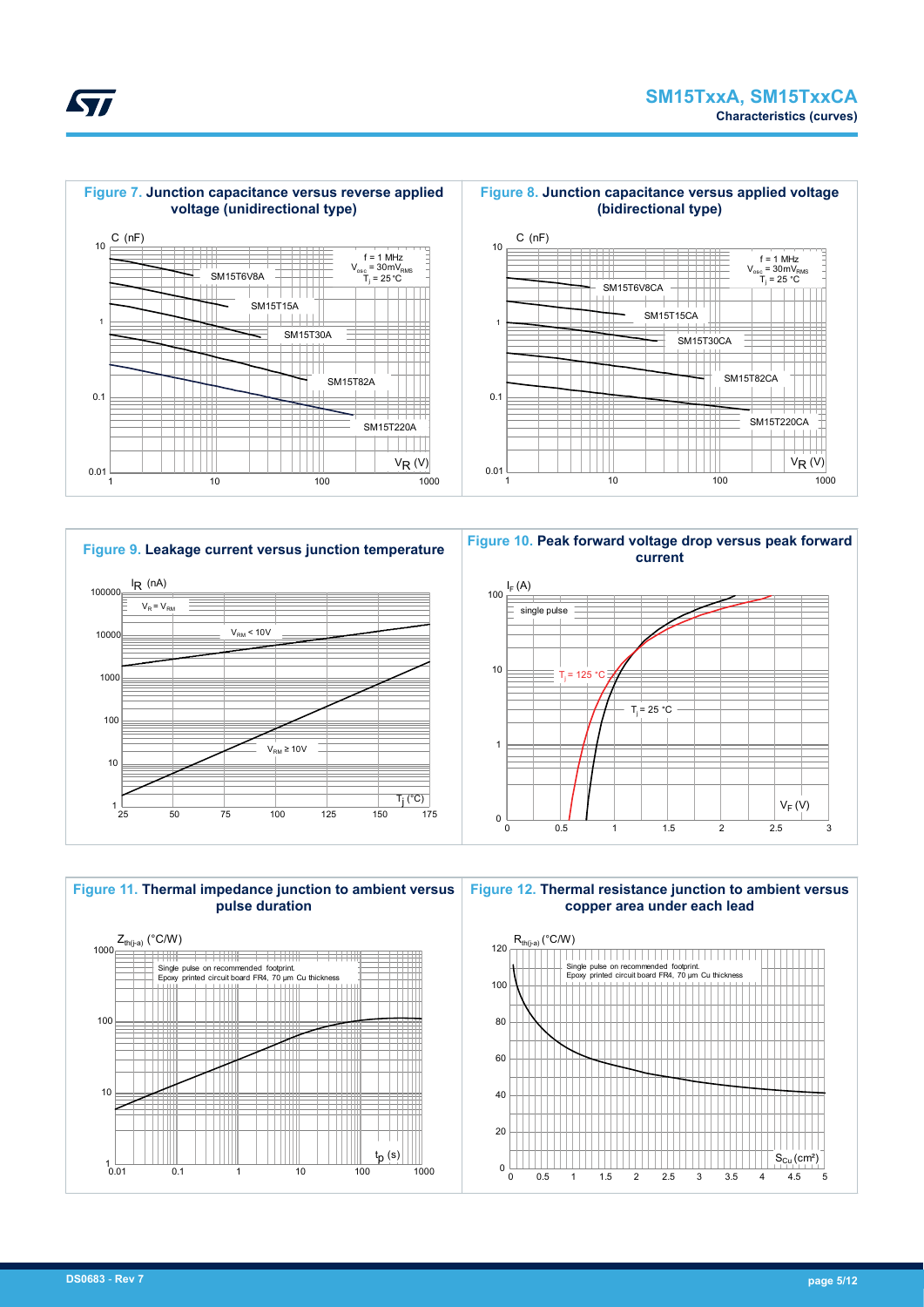**Figure 7.** Junction capacitance versus reverse applied voltage (unidirectional type)

**Figure 8.** Junction capacitance versus applied voltage (bidirectional type)

**Figure 9.** Leakage current versus junction temperature

**Figure 10.** Peak forward voltage drop versus peak forward current

**Figure 11.** Thermal impedance junction to ambient versus pulse duration

**Figure 12.** Thermal resistance junction to ambient versus copper area under each lead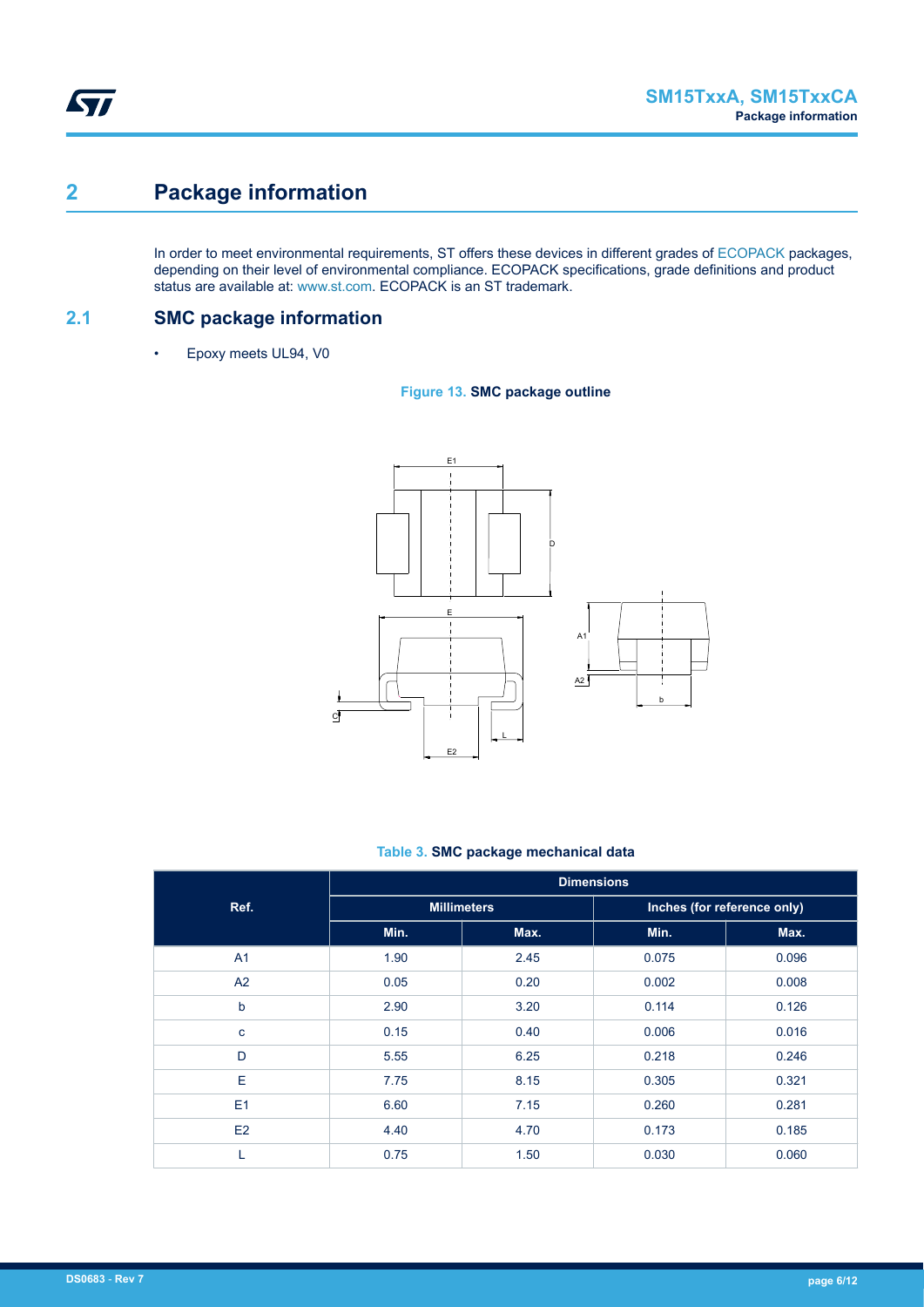# 2 Package information

In order to meet environmental requirements, ST offers these devices in different grades of ECOPACK packages, depending on their level of environmental compliance. ECOPACK specifications, grade definitions and product status are available at: www.st.com. ECOPACK is an ST trademark.

## 2.1 SMC package information

- Epoxy meets UL94, V0

**Figure 13. SMC package outline**

**Table 3. SMC package mechanical data**

| Ref. | Dimensions | | | |
|---|---|---|---|---|
| | Millimeters | | Inches (for reference only) | |
| | Min. | Max. | Min. | Max. |
| A1 | 1.90 | 2.45 | 0.075 | 0.096 |
| A2 | 0.05 | 0.20 | 0.002 | 0.008 |
| b | 2.90 | 3.20 | 0.114 | 0.126 |
| c | 0.15 | 0.40 | 0.006 | 0.016 |
| D | 5.55 | 6.25 | 0.218 | 0.246 |
| E | 7.75 | 8.15 | 0.305 | 0.321 |
| E1 | 6.60 | 7.15 | 0.260 | 0.281 |
| E2 | 4.40 | 4.70 | 0.173 | 0.185 |
| L | 0.75 | 1.50 | 0.030 | 0.060 |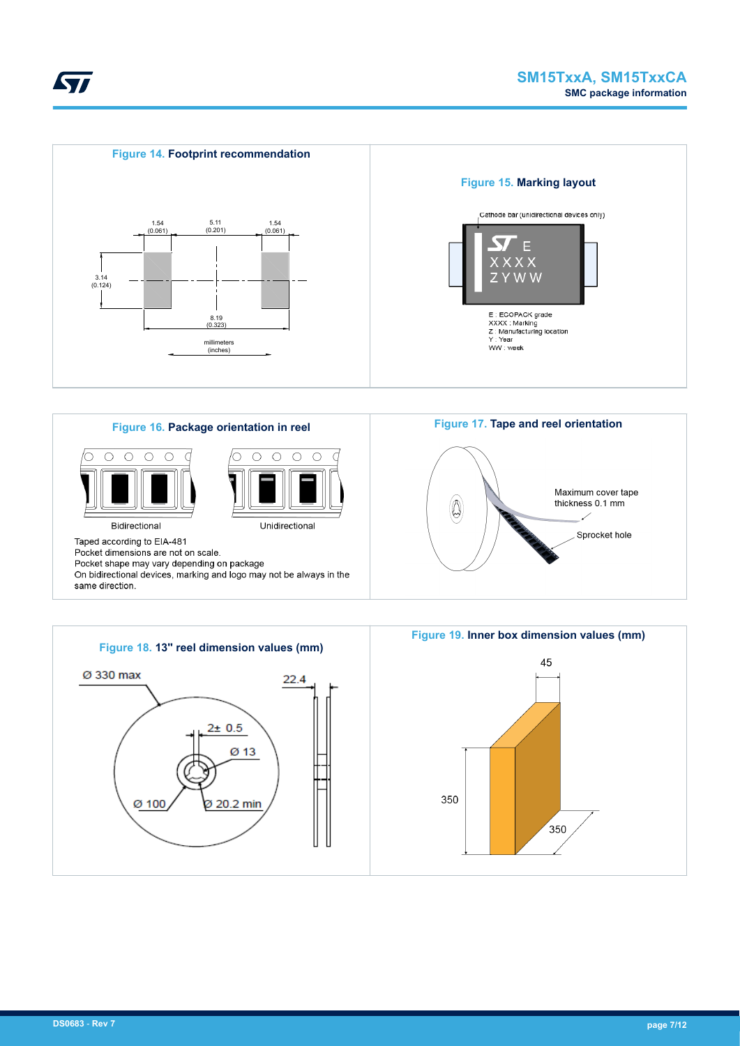Figure 14. **Footprint recommendation**

1.54 (0.061) | 5.11 (0.201) | 1.54 (0.061)

3.14 (0.124)

8.19 (0.323)

millimeters (inches)

Figure 15. **Marking layout**

Cathode bar (unidirectional devices only)

E
XXXX
ZYWW

E : ECOPACK grade
XXXX : Marking
Z : Manufacturing location
Y : Year
WW : week

Figure 16. **Package orientation in reel**

Bidirectional

Unidirectional

Taped according to EIA-481
Pocket dimensions are not on scale.
Pocket shape may vary depending on package
On bidirectional devices, marking and logo may not be always in the same direction.

Figure 17. **Tape and reel orientation**

Maximum cover tape thickness 0.1 mm

Sprocket hole

Figure 18. **13" reel dimension values (mm)**

Ø 330 max

22.4

2± 0.5

Ø 13

Ø 100

Ø 20.2 min

Figure 19. **Inner box dimension values (mm)**

45

350

350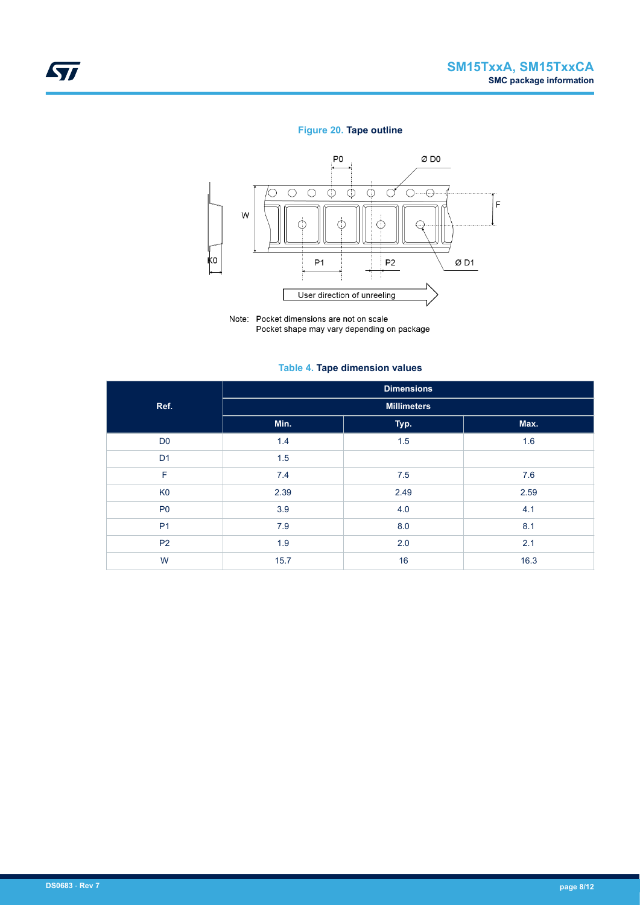**Figure 20. Tape outline**

Note: Pocket dimensions are not on scale
Pocket shape may vary depending on package

**Table 4. Tape dimension values**

| Ref. | Dimensions | | |
|---|---|---|---|
| | Millimeters | | |
| | Min. | Typ. | Max. |
| D0 | 1.4 | 1.5 | 1.6 |
| D1 | 1.5 | | |
| F | 7.4 | 7.5 | 7.6 |
| K0 | 2.39 | 2.49 | 2.59 |
| P0 | 3.9 | 4.0 | 4.1 |
| P1 | 7.9 | 8.0 | 8.1 |
| P2 | 1.9 | 2.0 | 2.1 |
| W | 15.7 | 16 | 16.3 |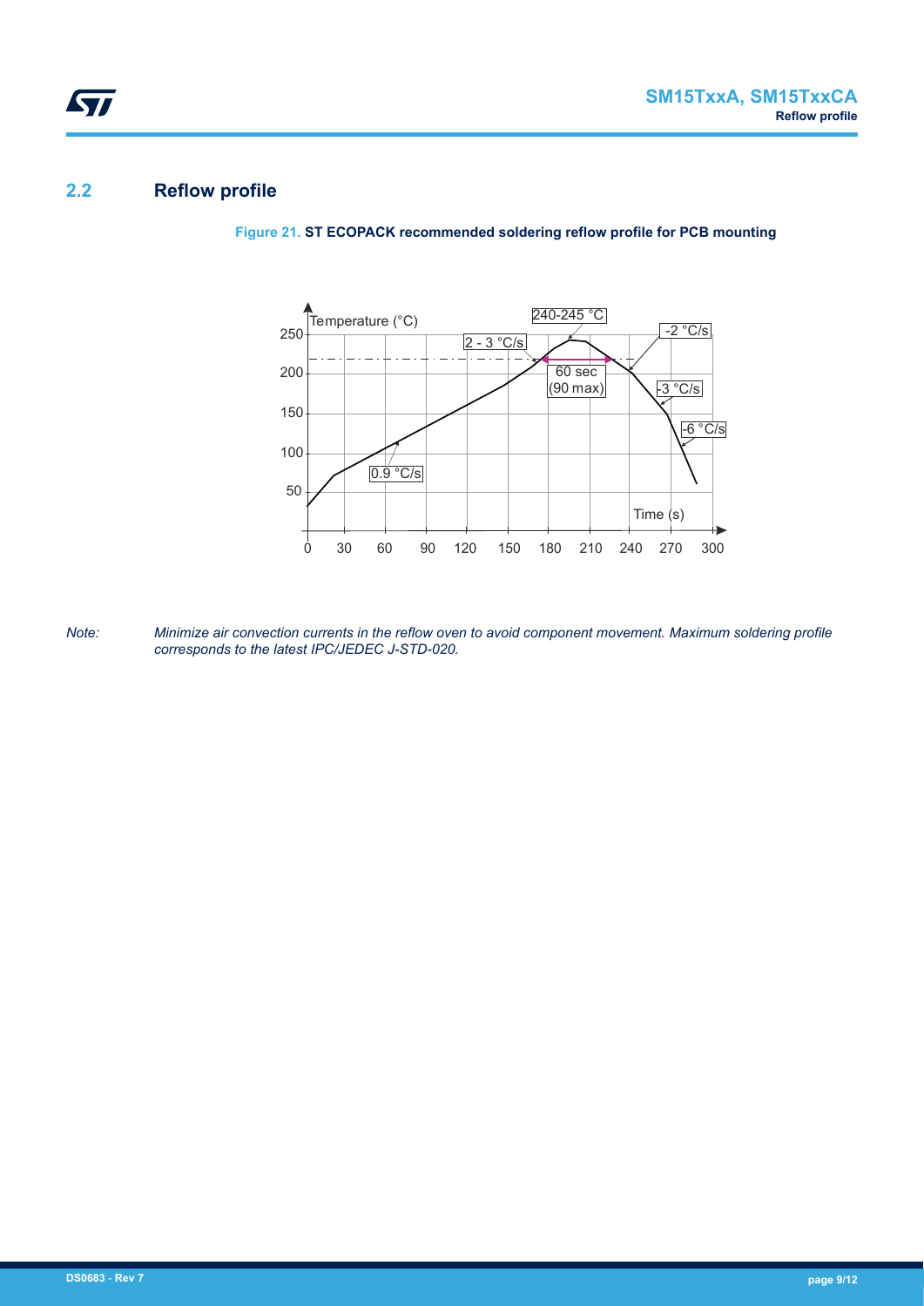## 2.2 Reflow profile

**Figure 21. ST ECOPACK recommended soldering reflow profile for PCB mounting**

*Note: Minimize air convection currents in the reflow oven to avoid component movement. Maximum soldering profile corresponds to the latest IPC/JEDEC J-STD-020.*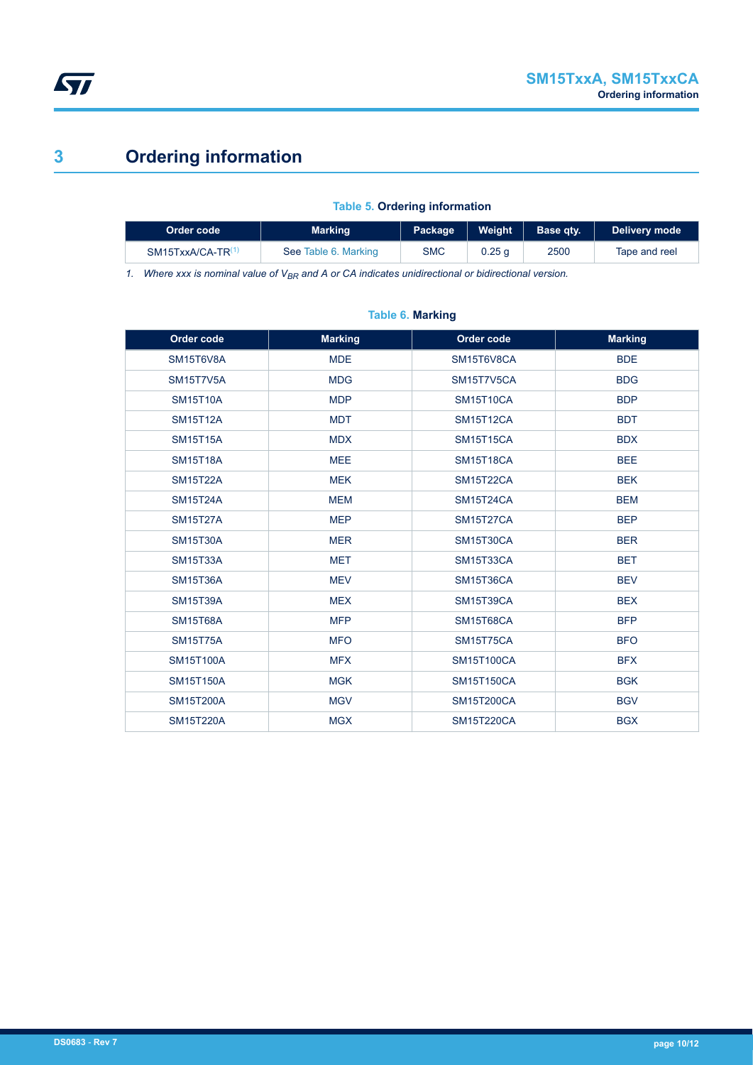# 3 Ordering information

**Table 5. Ordering information**

| Order code | Marking | Package | Weight | Base qty. | Delivery mode |
|---|---|---|---|---|---|
| SM15TxxA/CA-TR[1] | See Table 6. Marking | SMC | 0.25 g | 2500 | Tape and reel |

1. *Where xxx is nominal value of $V_{BR}$ and A or CA indicates unidirectional or bidirectional version.*

**Table 6. Marking**

| Order code | Marking | Order code | Marking |
|---|---|---|---|
| SM15T6V8A | MDE | SM15T6V8CA | BDE |
| SM15T7V5A | MDG | SM15T7V5CA | BDG |
| SM15T10A | MDP | SM15T10CA | BDP |
| SM15T12A | MDT | SM15T12CA | BDT |
| SM15T15A | MDX | SM15T15CA | BDX |
| SM15T18A | MEE | SM15T18CA | BEE |
| SM15T22A | MEK | SM15T22CA | BEK |
| SM15T24A | MEM | SM15T24CA | BEM |
| SM15T27A | MEP | SM15T27CA | BEP |
| SM15T30A | MER | SM15T30CA | BER |
| SM15T33A | MET | SM15T33CA | BET |
| SM15T36A | MEV | SM15T36CA | BEV |
| SM15T39A | MEX | SM15T39CA | BEX |
| SM15T68A | MFP | SM15T68CA | BFP |
| SM15T75A | MFO | SM15T75CA | BFO |
| SM15T100A | MFX | SM15T100CA | BFX |
| SM15T150A | MGK | SM15T150CA | BGK |
| SM15T200A | MGV | SM15T200CA | BGV |
| SM15T220A | MGX | SM15T220CA | BGX |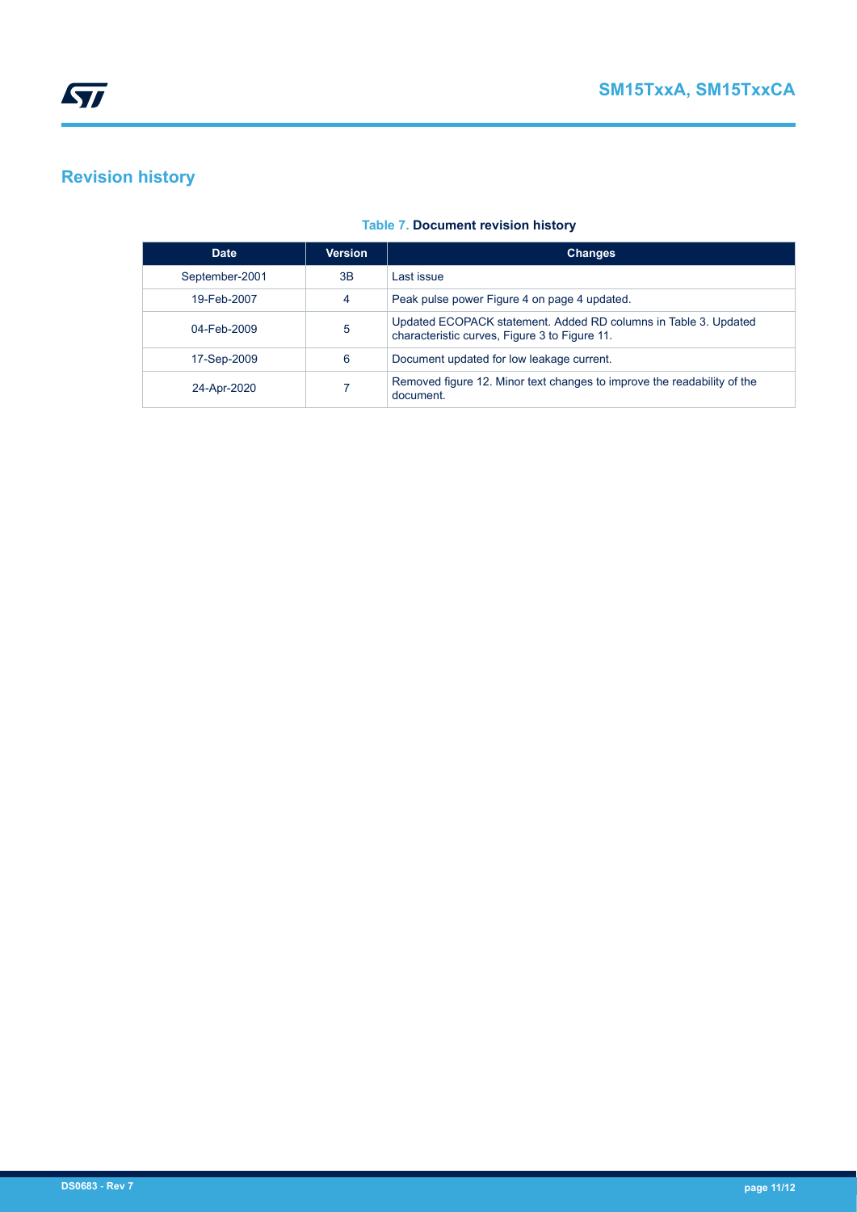## Revision history

**Table 7. Document revision history**

| Date | Version | Changes |
| --- | --- | --- |
| September-2001 | 3B | Last issue |
| 19-Feb-2007 | 4 | Peak pulse power Figure 4 on page 4 updated. |
| 04-Feb-2009 | 5 | Updated ECOPACK statement. Added RD columns in Table 3. Updated characteristic curves, Figure 3 to Figure 11. |
| 17-Sep-2009 | 6 | Document updated for low leakage current. |
| 24-Apr-2020 | 7 | Removed figure 12. Minor text changes to improve the readability of the document. |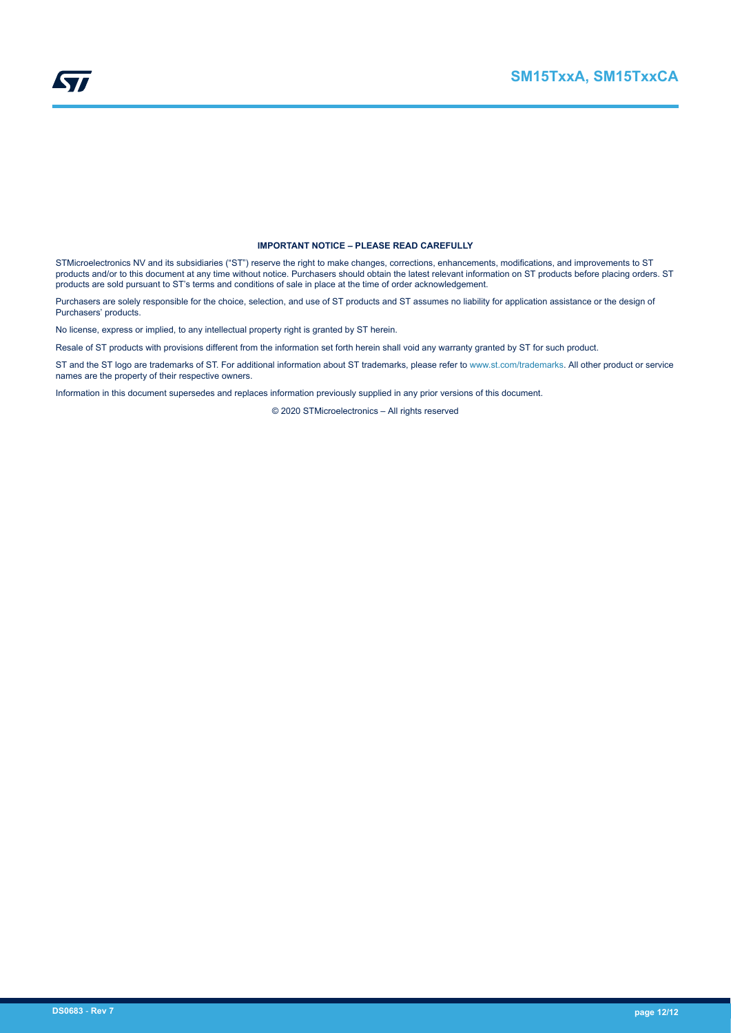**IMPORTANT NOTICE – PLEASE READ CAREFULLY**

STMicroelectronics NV and its subsidiaries ("ST") reserve the right to make changes, corrections, enhancements, modifications, and improvements to ST products and/or to this document at any time without notice. Purchasers should obtain the latest relevant information on ST products before placing orders. ST products are sold pursuant to ST's terms and conditions of sale in place at the time of order acknowledgement.

Purchasers are solely responsible for the choice, selection, and use of ST products and ST assumes no liability for application assistance or the design of Purchasers' products.

No license, express or implied, to any intellectual property right is granted by ST herein.

Resale of ST products with provisions different from the information set forth herein shall void any warranty granted by ST for such product.

ST and the ST logo are trademarks of ST. For additional information about ST trademarks, please refer to www.st.com/trademarks. All other product or service names are the property of their respective owners.

Information in this document supersedes and replaces information previously supplied in any prior versions of this document.

© 2020 STMicroelectronics – All rights reserved